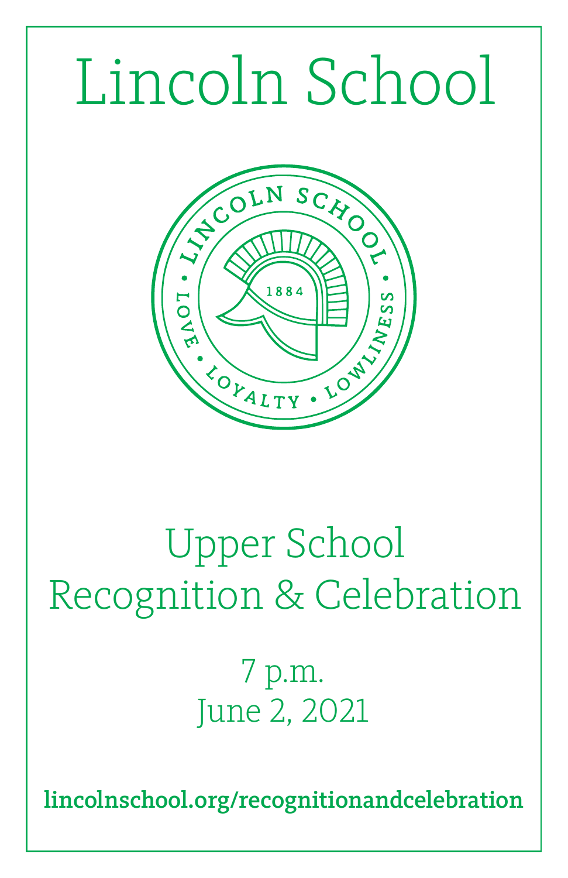# Lincoln School

LINCOLN SCHOOL
1884
LOVE • LOYALTY • LOWLINESS

## Upper School
## Recognition & Celebration

7 p.m.
June 2, 2021

**lincolnschool.org/recognitionandcelebration**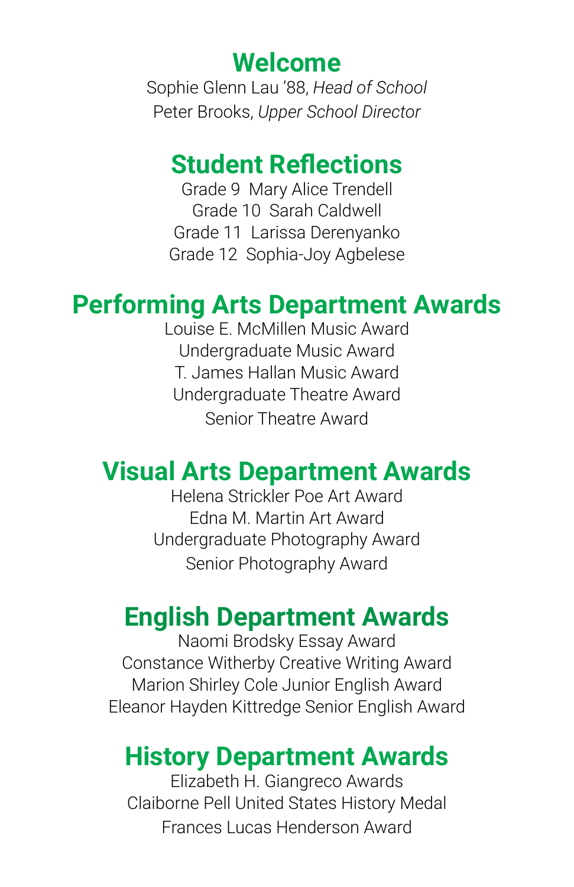## Welcome

Sophie Glenn Lau ’88, *Head of School*
Peter Brooks, *Upper School Director*

## Student Reflections

Grade 9 Mary Alice Trendell
Grade 10 Sarah Caldwell
Grade 11 Larissa Derenyanko
Grade 12 Sophia-Joy Agbelese

## Performing Arts Department Awards

Louise E. McMillen Music Award
Undergraduate Music Award
T. James Hallan Music Award
Undergraduate Theatre Award
Senior Theatre Award

## Visual Arts Department Awards

Helena Strickler Poe Art Award
Edna M. Martin Art Award
Undergraduate Photography Award
Senior Photography Award

## English Department Awards

Naomi Brodsky Essay Award
Constance Witherby Creative Writing Award
Marion Shirley Cole Junior English Award
Eleanor Hayden Kittredge Senior English Award

## History Department Awards

Elizabeth H. Giangreco Awards
Claiborne Pell United States History Medal
Frances Lucas Henderson Award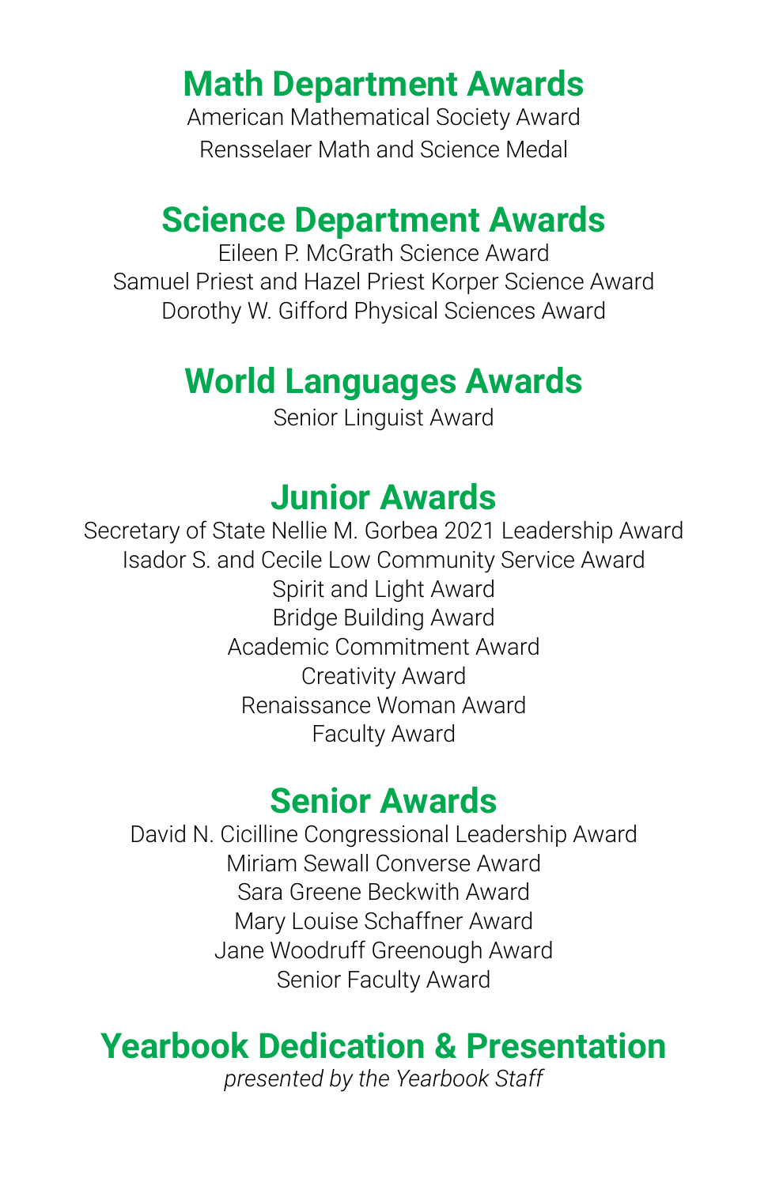## Math Department Awards

American Mathematical Society Award

Rensselaer Math and Science Medal

## Science Department Awards

Eileen P. McGrath Science Award

Samuel Priest and Hazel Priest Korper Science Award

Dorothy W. Gifford Physical Sciences Award

## World Languages Awards

Senior Linguist Award

## Junior Awards

Secretary of State Nellie M. Gorbea 2021 Leadership Award

Isador S. and Cecile Low Community Service Award

Spirit and Light Award

Bridge Building Award

Academic Commitment Award

Creativity Award

Renaissance Woman Award

Faculty Award

## Senior Awards

David N. Cicilline Congressional Leadership Award

Miriam Sewall Converse Award

Sara Greene Beckwith Award

Mary Louise Schaffner Award

Jane Woodruff Greenough Award

Senior Faculty Award

## Yearbook Dedication & Presentation

*presented by the Yearbook Staff*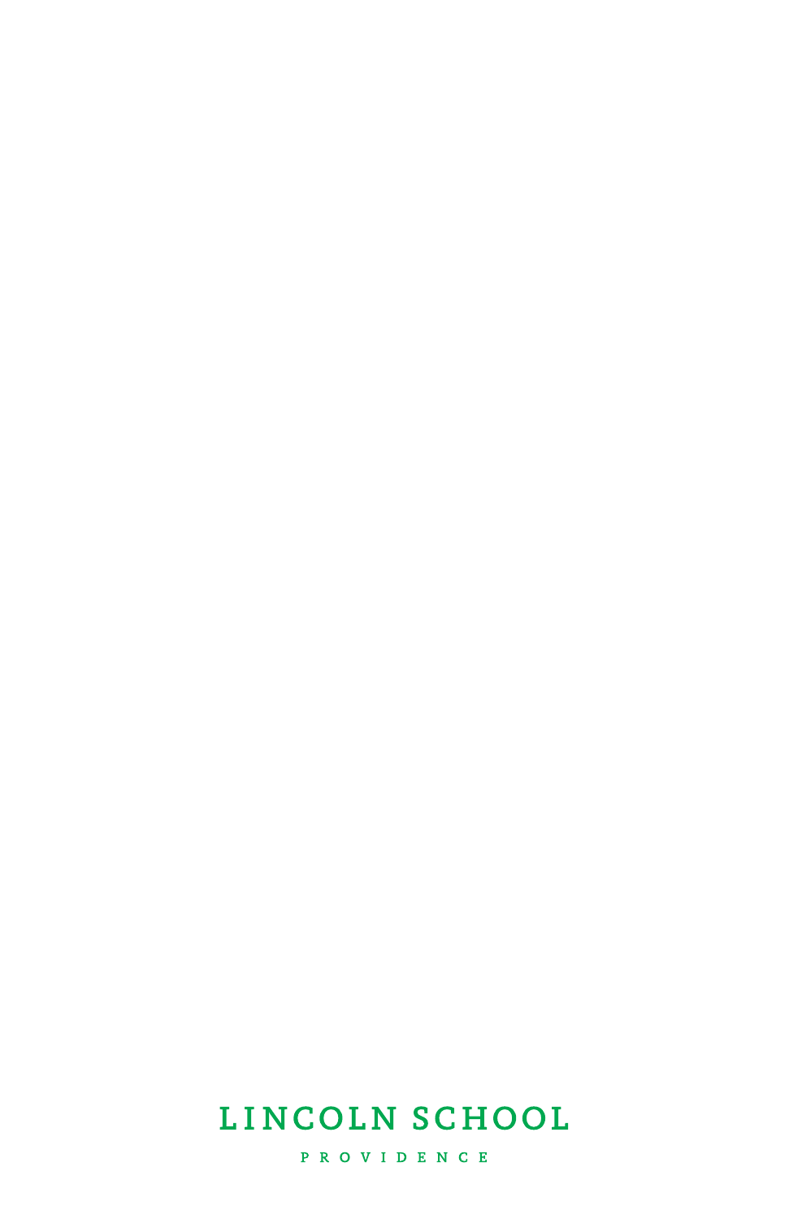LINCOLN SCHOOL

PROVIDENCE